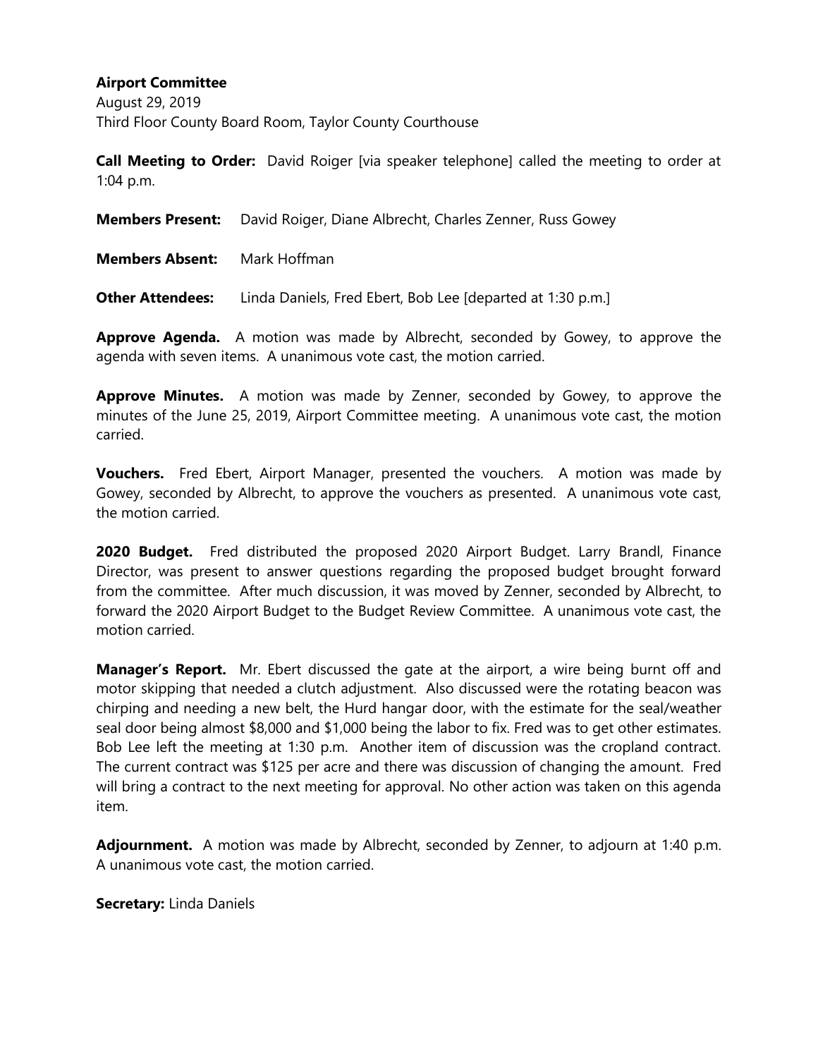**Airport Committee**

August 29, 2019

Third Floor County Board Room, Taylor County Courthouse

**Call Meeting to Order:** David Roiger [via speaker telephone] called the meeting to order at 1:04 p.m.

**Members Present:** David Roiger, Diane Albrecht, Charles Zenner, Russ Gowey

**Members Absent:** Mark Hoffman

**Other Attendees:** Linda Daniels, Fred Ebert, Bob Lee [departed at 1:30 p.m.]

**Approve Agenda.** A motion was made by Albrecht, seconded by Gowey, to approve the agenda with seven items. A unanimous vote cast, the motion carried.

**Approve Minutes.** A motion was made by Zenner, seconded by Gowey, to approve the minutes of the June 25, 2019, Airport Committee meeting. A unanimous vote cast, the motion carried.

**Vouchers.** Fred Ebert, Airport Manager, presented the vouchers. A motion was made by Gowey, seconded by Albrecht, to approve the vouchers as presented. A unanimous vote cast, the motion carried.

**2020 Budget.** Fred distributed the proposed 2020 Airport Budget. Larry Brandl, Finance Director, was present to answer questions regarding the proposed budget brought forward from the committee. After much discussion, it was moved by Zenner, seconded by Albrecht, to forward the 2020 Airport Budget to the Budget Review Committee. A unanimous vote cast, the motion carried.

**Manager's Report.** Mr. Ebert discussed the gate at the airport, a wire being burnt off and motor skipping that needed a clutch adjustment. Also discussed were the rotating beacon was chirping and needing a new belt, the Hurd hangar door, with the estimate for the seal/weather seal door being almost $8,000 and $1,000 being the labor to fix. Fred was to get other estimates. Bob Lee left the meeting at 1:30 p.m. Another item of discussion was the cropland contract. The current contract was $125 per acre and there was discussion of changing the amount. Fred will bring a contract to the next meeting for approval. No other action was taken on this agenda item.

**Adjournment.** A motion was made by Albrecht, seconded by Zenner, to adjourn at 1:40 p.m. A unanimous vote cast, the motion carried.

**Secretary:** Linda Daniels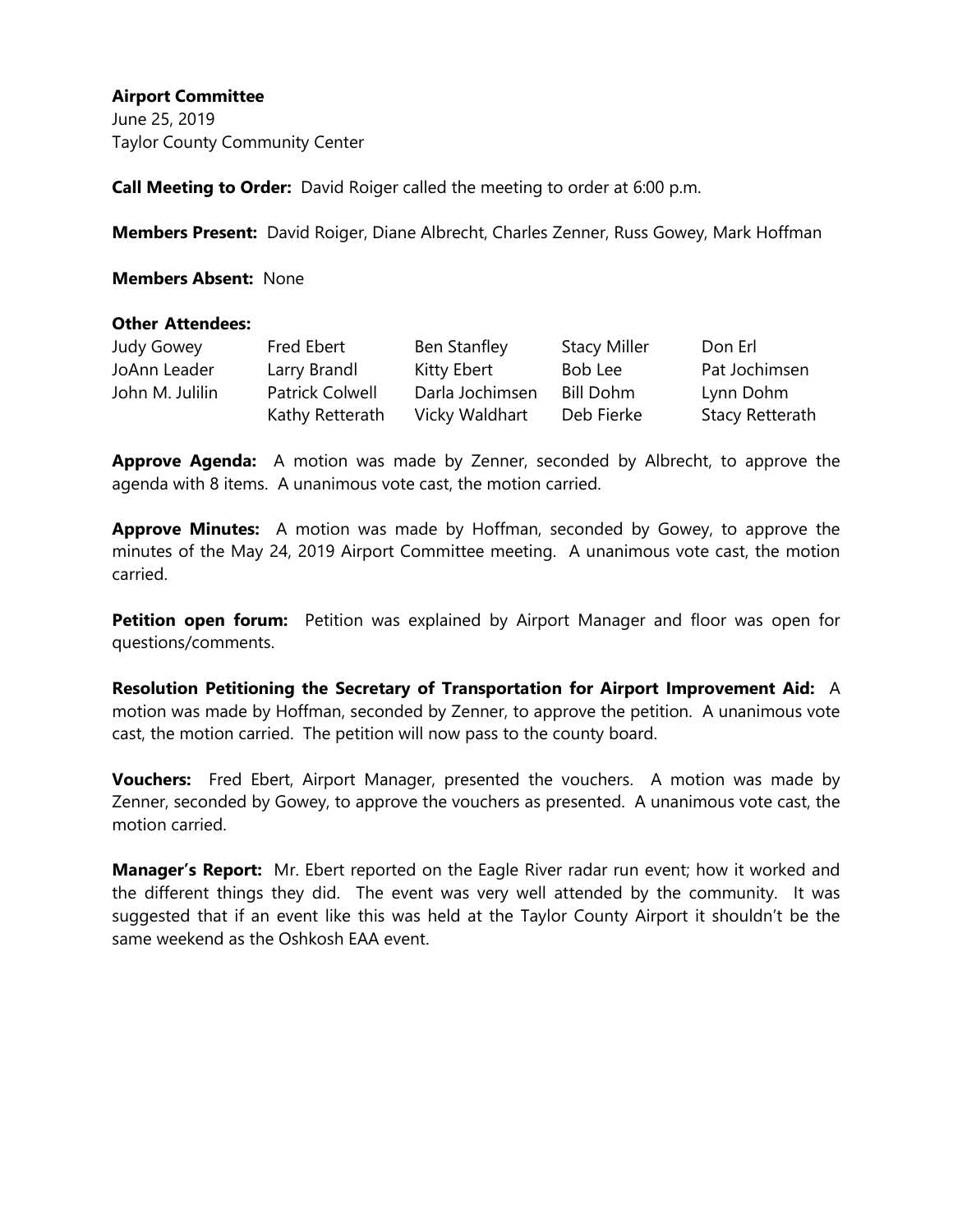**Airport Committee**
June 25, 2019
Taylor County Community Center

**Call Meeting to Order:** David Roiger called the meeting to order at 6:00 p.m.

**Members Present:** David Roiger, Diane Albrecht, Charles Zenner, Russ Gowey, Mark Hoffman

**Members Absent:** None

**Other Attendees:**

| | | | | |
|---|---|---|---|---|
| Judy Gowey | Fred Ebert | Ben Stanfley | Stacy Miller | Don Erl |
| JoAnn Leader | Larry Brandl | Kitty Ebert | Bob Lee | Pat Jochimsen |
| John M. Julilin | Patrick Colwell | Darla Jochimsen | Bill Dohm | Lynn Dohm |
| | Kathy Retterath | Vicky Waldhart | Deb Fierke | Stacy Retterath |

**Approve Agenda:** A motion was made by Zenner, seconded by Albrecht, to approve the agenda with 8 items. A unanimous vote cast, the motion carried.

**Approve Minutes:** A motion was made by Hoffman, seconded by Gowey, to approve the minutes of the May 24, 2019 Airport Committee meeting. A unanimous vote cast, the motion carried.

**Petition open forum:** Petition was explained by Airport Manager and floor was open for questions/comments.

**Resolution Petitioning the Secretary of Transportation for Airport Improvement Aid:** A motion was made by Hoffman, seconded by Zenner, to approve the petition. A unanimous vote cast, the motion carried. The petition will now pass to the county board.

**Vouchers:** Fred Ebert, Airport Manager, presented the vouchers. A motion was made by Zenner, seconded by Gowey, to approve the vouchers as presented. A unanimous vote cast, the motion carried.

**Manager's Report:** Mr. Ebert reported on the Eagle River radar run event; how it worked and the different things they did. The event was very well attended by the community. It was suggested that if an event like this was held at the Taylor County Airport it shouldn't be the same weekend as the Oshkosh EAA event.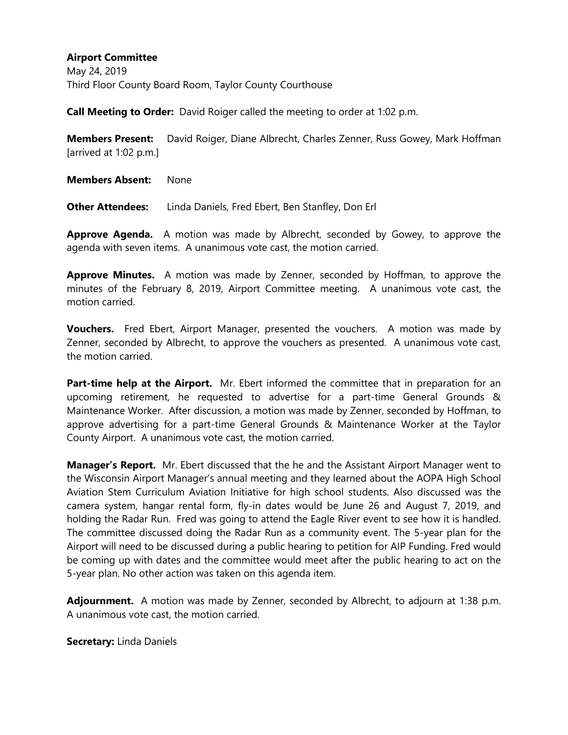**Airport Committee**
May 24, 2019
Third Floor County Board Room, Taylor County Courthouse

**Call Meeting to Order:** David Roiger called the meeting to order at 1:02 p.m.

**Members Present:** David Roiger, Diane Albrecht, Charles Zenner, Russ Gowey, Mark Hoffman [arrived at 1:02 p.m.]

**Members Absent:** None

**Other Attendees:** Linda Daniels, Fred Ebert, Ben Stanfley, Don Erl

**Approve Agenda.** A motion was made by Albrecht, seconded by Gowey, to approve the agenda with seven items. A unanimous vote cast, the motion carried.

**Approve Minutes.** A motion was made by Zenner, seconded by Hoffman, to approve the minutes of the February 8, 2019, Airport Committee meeting. A unanimous vote cast, the motion carried.

**Vouchers.** Fred Ebert, Airport Manager, presented the vouchers. A motion was made by Zenner, seconded by Albrecht, to approve the vouchers as presented. A unanimous vote cast, the motion carried.

**Part-time help at the Airport.** Mr. Ebert informed the committee that in preparation for an upcoming retirement, he requested to advertise for a part-time General Grounds & Maintenance Worker. After discussion, a motion was made by Zenner, seconded by Hoffman, to approve advertising for a part-time General Grounds & Maintenance Worker at the Taylor County Airport. A unanimous vote cast, the motion carried.

**Manager's Report.** Mr. Ebert discussed that the he and the Assistant Airport Manager went to the Wisconsin Airport Manager's annual meeting and they learned about the AOPA High School Aviation Stem Curriculum Aviation Initiative for high school students. Also discussed was the camera system, hangar rental form, fly-in dates would be June 26 and August 7, 2019, and holding the Radar Run. Fred was going to attend the Eagle River event to see how it is handled. The committee discussed doing the Radar Run as a community event. The 5-year plan for the Airport will need to be discussed during a public hearing to petition for AIP Funding. Fred would be coming up with dates and the committee would meet after the public hearing to act on the 5-year plan. No other action was taken on this agenda item.

**Adjournment.** A motion was made by Zenner, seconded by Albrecht, to adjourn at 1:38 p.m. A unanimous vote cast, the motion carried.

**Secretary:** Linda Daniels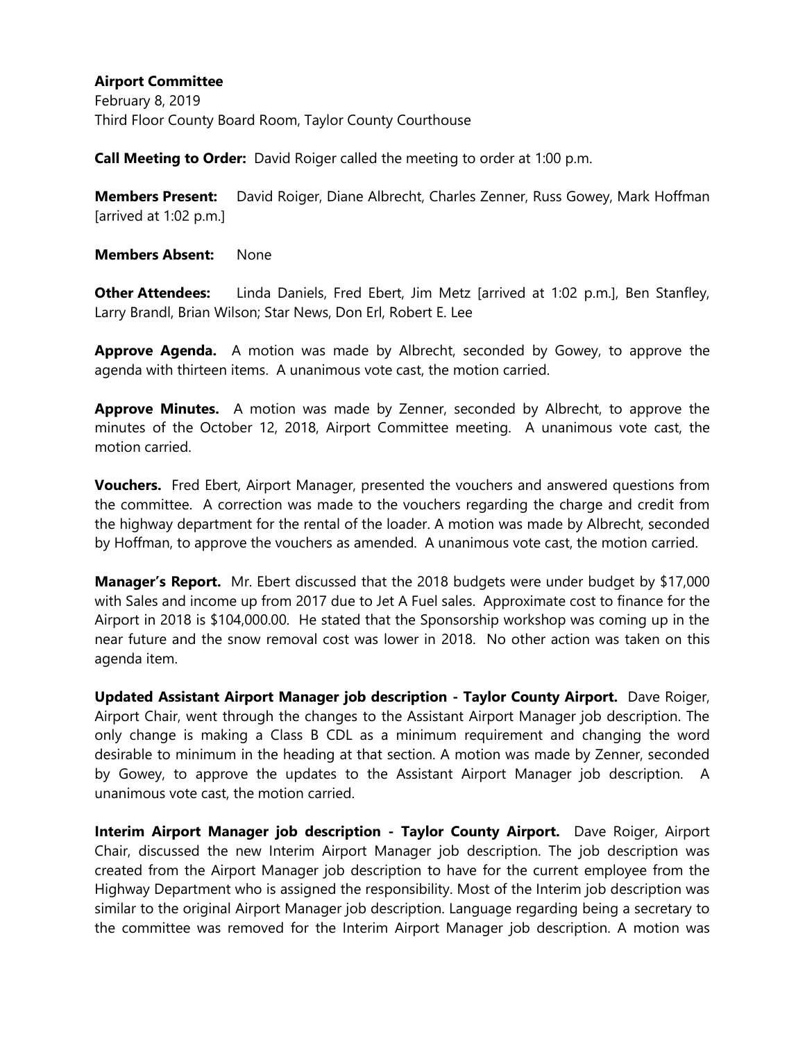**Airport Committee**
February 8, 2019
Third Floor County Board Room, Taylor County Courthouse

**Call Meeting to Order:** David Roiger called the meeting to order at 1:00 p.m.

**Members Present:** David Roiger, Diane Albrecht, Charles Zenner, Russ Gowey, Mark Hoffman [arrived at 1:02 p.m.]

**Members Absent:** None

**Other Attendees:** Linda Daniels, Fred Ebert, Jim Metz [arrived at 1:02 p.m.], Ben Stanfley, Larry Brandl, Brian Wilson; Star News, Don Erl, Robert E. Lee

**Approve Agenda.** A motion was made by Albrecht, seconded by Gowey, to approve the agenda with thirteen items. A unanimous vote cast, the motion carried.

**Approve Minutes.** A motion was made by Zenner, seconded by Albrecht, to approve the minutes of the October 12, 2018, Airport Committee meeting. A unanimous vote cast, the motion carried.

**Vouchers.** Fred Ebert, Airport Manager, presented the vouchers and answered questions from the committee. A correction was made to the vouchers regarding the charge and credit from the highway department for the rental of the loader. A motion was made by Albrecht, seconded by Hoffman, to approve the vouchers as amended. A unanimous vote cast, the motion carried.

**Manager's Report.** Mr. Ebert discussed that the 2018 budgets were under budget by $17,000 with Sales and income up from 2017 due to Jet A Fuel sales. Approximate cost to finance for the Airport in 2018 is $104,000.00. He stated that the Sponsorship workshop was coming up in the near future and the snow removal cost was lower in 2018. No other action was taken on this agenda item.

**Updated Assistant Airport Manager job description - Taylor County Airport.** Dave Roiger, Airport Chair, went through the changes to the Assistant Airport Manager job description. The only change is making a Class B CDL as a minimum requirement and changing the word desirable to minimum in the heading at that section. A motion was made by Zenner, seconded by Gowey, to approve the updates to the Assistant Airport Manager job description. A unanimous vote cast, the motion carried.

**Interim Airport Manager job description - Taylor County Airport.** Dave Roiger, Airport Chair, discussed the new Interim Airport Manager job description. The job description was created from the Airport Manager job description to have for the current employee from the Highway Department who is assigned the responsibility. Most of the Interim job description was similar to the original Airport Manager job description. Language regarding being a secretary to the committee was removed for the Interim Airport Manager job description. A motion was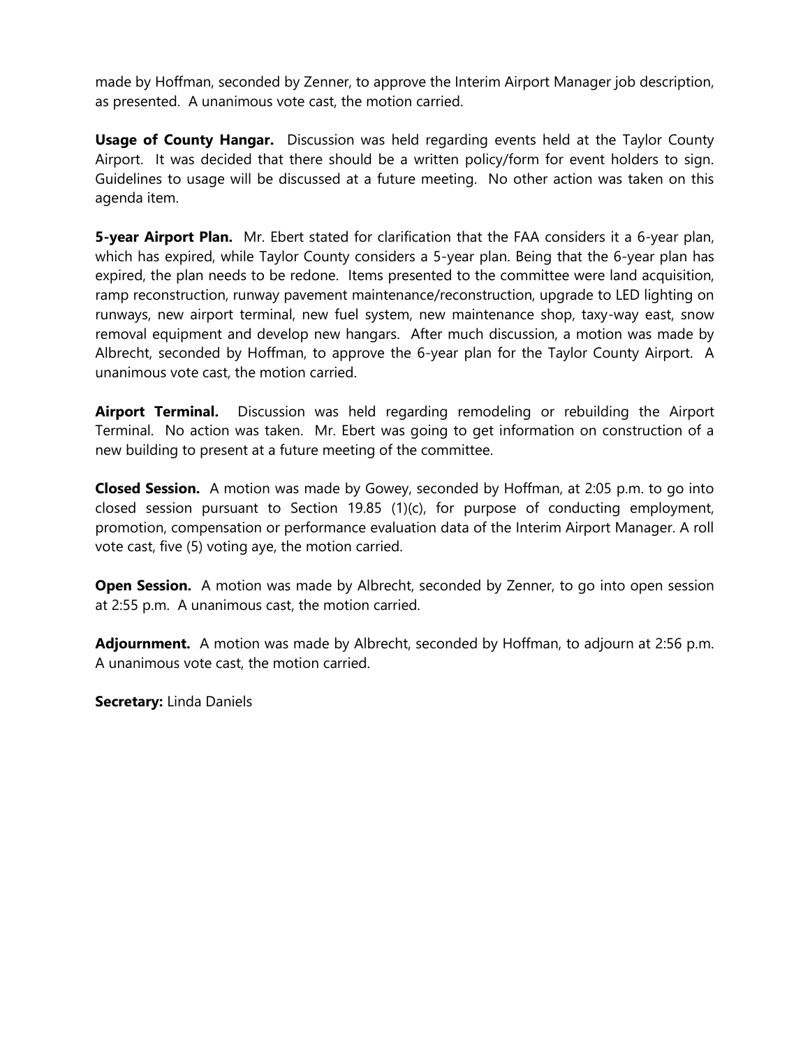made by Hoffman, seconded by Zenner, to approve the Interim Airport Manager job description, as presented. A unanimous vote cast, the motion carried.

**Usage of County Hangar.** Discussion was held regarding events held at the Taylor County Airport. It was decided that there should be a written policy/form for event holders to sign. Guidelines to usage will be discussed at a future meeting. No other action was taken on this agenda item.

**5-year Airport Plan.** Mr. Ebert stated for clarification that the FAA considers it a 6-year plan, which has expired, while Taylor County considers a 5-year plan. Being that the 6-year plan has expired, the plan needs to be redone. Items presented to the committee were land acquisition, ramp reconstruction, runway pavement maintenance/reconstruction, upgrade to LED lighting on runways, new airport terminal, new fuel system, new maintenance shop, taxy-way east, snow removal equipment and develop new hangars. After much discussion, a motion was made by Albrecht, seconded by Hoffman, to approve the 6-year plan for the Taylor County Airport. A unanimous vote cast, the motion carried.

**Airport Terminal.** Discussion was held regarding remodeling or rebuilding the Airport Terminal. No action was taken. Mr. Ebert was going to get information on construction of a new building to present at a future meeting of the committee.

**Closed Session.** A motion was made by Gowey, seconded by Hoffman, at 2:05 p.m. to go into closed session pursuant to Section 19.85 (1)(c), for purpose of conducting employment, promotion, compensation or performance evaluation data of the Interim Airport Manager. A roll vote cast, five (5) voting aye, the motion carried.

**Open Session.** A motion was made by Albrecht, seconded by Zenner, to go into open session at 2:55 p.m. A unanimous cast, the motion carried.

**Adjournment.** A motion was made by Albrecht, seconded by Hoffman, to adjourn at 2:56 p.m. A unanimous vote cast, the motion carried.

**Secretary:** Linda Daniels